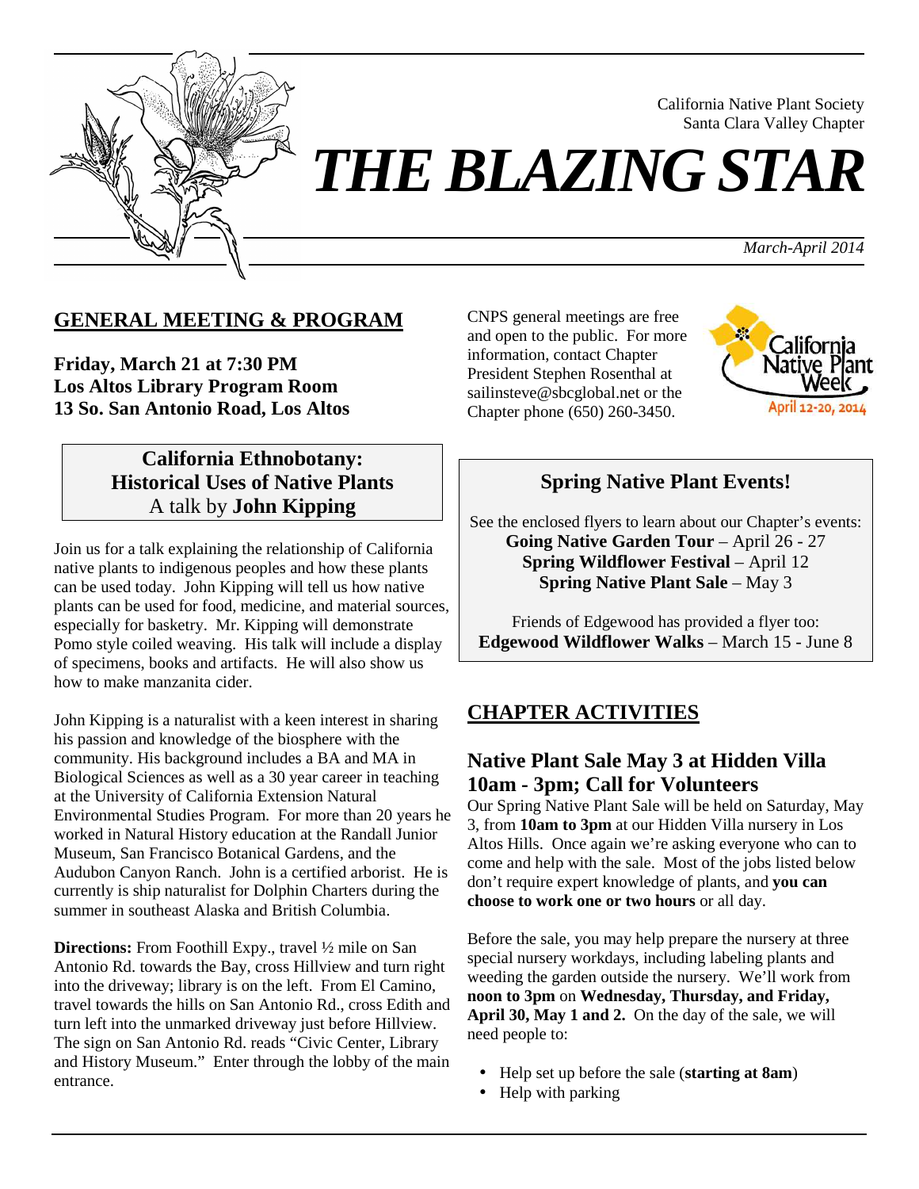California Native Plant Society
Santa Clara Valley Chapter

# *THE BLAZING STAR*

*March-April 2014*

## GENERAL MEETING & PROGRAM

**Friday, March 21 at 7:30 PM**
**Los Altos Library Program Room**
**13 So. San Antonio Road, Los Altos**

### California Ethnobotany: Historical Uses of Native Plants
A talk by **John Kipping**

Join us for a talk explaining the relationship of California native plants to indigenous peoples and how these plants can be used today. John Kipping will tell us how native plants can be used for food, medicine, and material sources, especially for basketry. Mr. Kipping will demonstrate Pomo style coiled weaving. His talk will include a display of specimens, books and artifacts. He will also show us how to make manzanita cider.

John Kipping is a naturalist with a keen interest in sharing his passion and knowledge of the biosphere with the community. His background includes a BA and MA in Biological Sciences as well as a 30 year career in teaching at the University of California Extension Natural Environmental Studies Program. For more than 20 years he worked in Natural History education at the Randall Junior Museum, San Francisco Botanical Gardens, and the Audubon Canyon Ranch. John is a certified arborist. He is currently is ship naturalist for Dolphin Charters during the summer in southeast Alaska and British Columbia.

**Directions:** From Foothill Expy., travel ½ mile on San Antonio Rd. towards the Bay, cross Hillview and turn right into the driveway; library is on the left. From El Camino, travel towards the hills on San Antonio Rd., cross Edith and turn left into the unmarked driveway just before Hillview. The sign on San Antonio Rd. reads "Civic Center, Library and History Museum." Enter through the lobby of the main entrance.

CNPS general meetings are free and open to the public. For more information, contact Chapter President Stephen Rosenthal at sailinsteve@sbcglobal.net or the Chapter phone (650) 260-3450.

California Native Plant Week
April 12-20, 2014

### Spring Native Plant Events!

See the enclosed flyers to learn about our Chapter's events:
**Going Native Garden Tour** – April 26 - 27
**Spring Wildflower Festival** – April 12
**Spring Native Plant Sale** – May 3

Friends of Edgewood has provided a flyer too:
**Edgewood Wildflower Walks** – March 15 - June 8

## CHAPTER ACTIVITIES

### Native Plant Sale May 3 at Hidden Villa 10am - 3pm; Call for Volunteers

Our Spring Native Plant Sale will be held on Saturday, May 3, from **10am to 3pm** at our Hidden Villa nursery in Los Altos Hills. Once again we're asking everyone who can to come and help with the sale. Most of the jobs listed below don't require expert knowledge of plants, and **you can choose to work one or two hours** or all day.

Before the sale, you may help prepare the nursery at three special nursery workdays, including labeling plants and weeding the garden outside the nursery. We'll work from **noon to 3pm** on **Wednesday, Thursday, and Friday, April 30, May 1 and 2.** On the day of the sale, we will need people to:

- Help set up before the sale (**starting at 8am**)
- Help with parking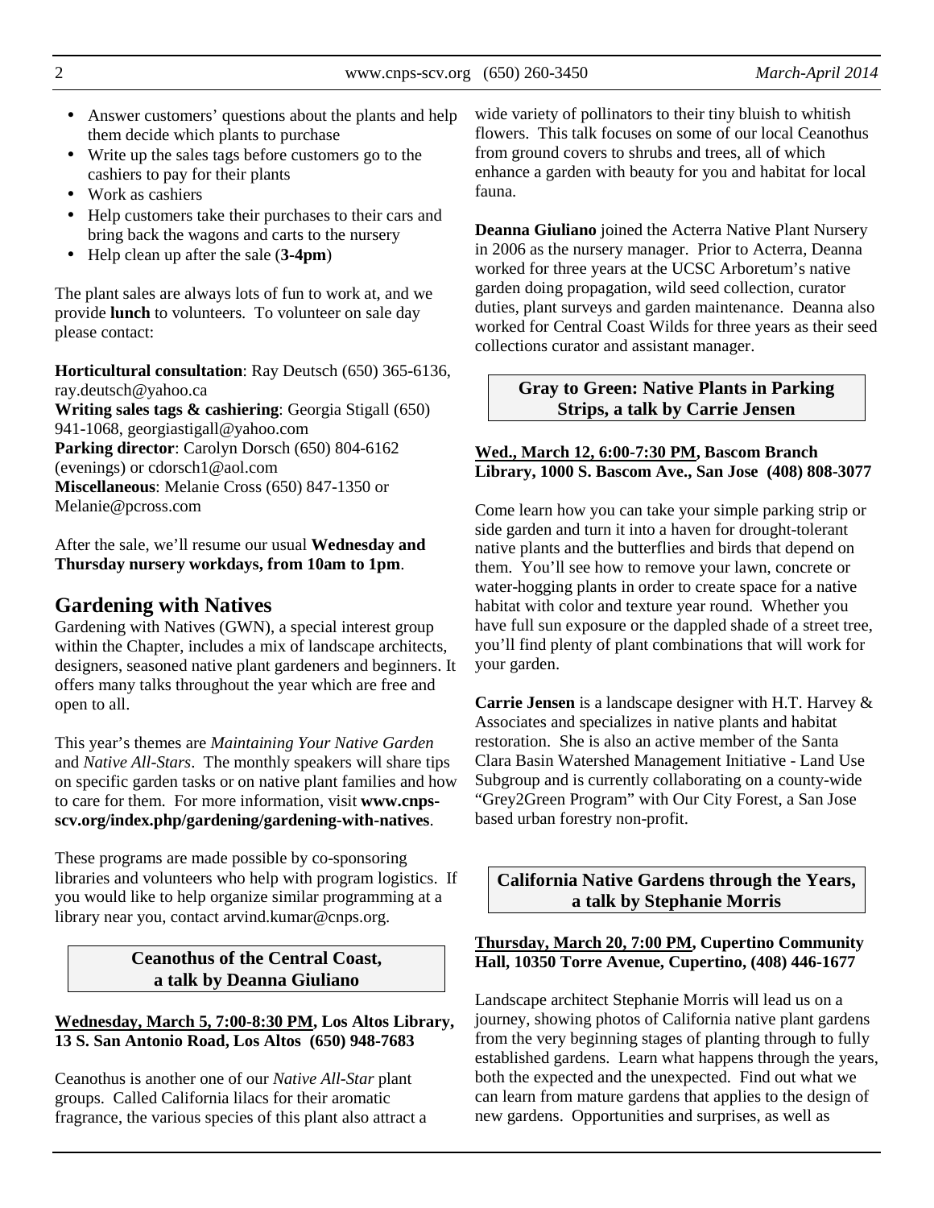- Answer customers' questions about the plants and help them decide which plants to purchase
- Write up the sales tags before customers go to the cashiers to pay for their plants
- Work as cashiers
- Help customers take their purchases to their cars and bring back the wagons and carts to the nursery
- Help clean up after the sale (**3-4pm**)

The plant sales are always lots of fun to work at, and we provide **lunch** to volunteers. To volunteer on sale day please contact:

**Horticultural consultation**: Ray Deutsch (650) 365-6136, ray.deutsch@yahoo.ca
**Writing sales tags & cashiering**: Georgia Stigall (650) 941-1068, georgiastigall@yahoo.com
**Parking director**: Carolyn Dorsch (650) 804-6162 (evenings) or cdorsch1@aol.com
**Miscellaneous**: Melanie Cross (650) 847-1350 or Melanie@pcross.com

After the sale, we'll resume our usual **Wednesday and Thursday nursery workdays, from 10am to 1pm**.

## Gardening with Natives

Gardening with Natives (GWN), a special interest group within the Chapter, includes a mix of landscape architects, designers, seasoned native plant gardeners and beginners. It offers many talks throughout the year which are free and open to all.

This year's themes are *Maintaining Your Native Garden* and *Native All-Stars*. The monthly speakers will share tips on specific garden tasks or on native plant families and how to care for them. For more information, visit **www.cnps-scv.org/index.php/gardening/gardening-with-natives**.

These programs are made possible by co-sponsoring libraries and volunteers who help with program logistics. If you would like to help organize similar programming at a library near you, contact arvind.kumar@cnps.org.

### Ceanothus of the Central Coast, a talk by Deanna Giuliano

**Wednesday, March 5, 7:00-8:30 PM, Los Altos Library, 13 S. San Antonio Road, Los Altos (650) 948-7683**

Ceanothus is another one of our *Native All-Star* plant groups. Called California lilacs for their aromatic fragrance, the various species of this plant also attract a wide variety of pollinators to their tiny bluish to whitish flowers. This talk focuses on some of our local Ceanothus from ground covers to shrubs and trees, all of which enhance a garden with beauty for you and habitat for local fauna.

**Deanna Giuliano** joined the Acterra Native Plant Nursery in 2006 as the nursery manager. Prior to Acterra, Deanna worked for three years at the UCSC Arboretum's native garden doing propagation, wild seed collection, curator duties, plant surveys and garden maintenance. Deanna also worked for Central Coast Wilds for three years as their seed collections curator and assistant manager.

### Gray to Green: Native Plants in Parking Strips, a talk by Carrie Jensen

**Wed., March 12, 6:00-7:30 PM, Bascom Branch Library, 1000 S. Bascom Ave., San Jose (408) 808-3077**

Come learn how you can take your simple parking strip or side garden and turn it into a haven for drought-tolerant native plants and the butterflies and birds that depend on them. You'll see how to remove your lawn, concrete or water-hogging plants in order to create space for a native habitat with color and texture year round. Whether you have full sun exposure or the dappled shade of a street tree, you'll find plenty of plant combinations that will work for your garden.

**Carrie Jensen** is a landscape designer with H.T. Harvey & Associates and specializes in native plants and habitat restoration. She is also an active member of the Santa Clara Basin Watershed Management Initiative - Land Use Subgroup and is currently collaborating on a county-wide "Grey2Green Program" with Our City Forest, a San Jose based urban forestry non-profit.

### California Native Gardens through the Years, a talk by Stephanie Morris

**Thursday, March 20, 7:00 PM, Cupertino Community Hall, 10350 Torre Avenue, Cupertino, (408) 446-1677**

Landscape architect Stephanie Morris will lead us on a journey, showing photos of California native plant gardens from the very beginning stages of planting through to fully established gardens. Learn what happens through the years, both the expected and the unexpected. Find out what we can learn from mature gardens that applies to the design of new gardens. Opportunities and surprises, as well as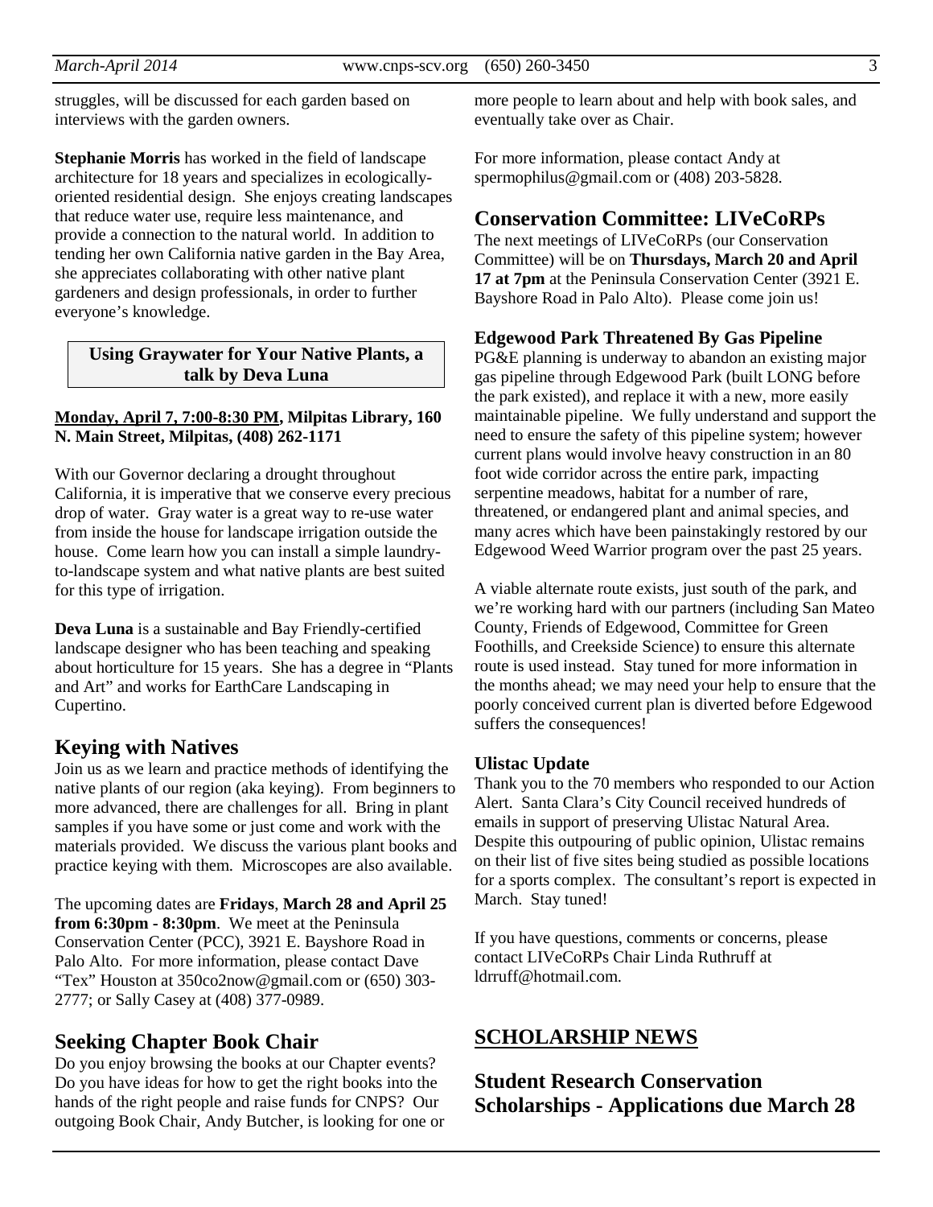struggles, will be discussed for each garden based on interviews with the garden owners.

**Stephanie Morris** has worked in the field of landscape architecture for 18 years and specializes in ecologically-oriented residential design. She enjoys creating landscapes that reduce water use, require less maintenance, and provide a connection to the natural world. In addition to tending her own California native garden in the Bay Area, she appreciates collaborating with other native plant gardeners and design professionals, in order to further everyone's knowledge.

### Using Graywater for Your Native Plants, a talk by Deva Luna

**Monday, April 7, 7:00-8:30 PM, Milpitas Library, 160 N. Main Street, Milpitas, (408) 262-1171**

With our Governor declaring a drought throughout California, it is imperative that we conserve every precious drop of water. Gray water is a great way to re-use water from inside the house for landscape irrigation outside the house. Come learn how you can install a simple laundry-to-landscape system and what native plants are best suited for this type of irrigation.

**Deva Luna** is a sustainable and Bay Friendly-certified landscape designer who has been teaching and speaking about horticulture for 15 years. She has a degree in "Plants and Art" and works for EarthCare Landscaping in Cupertino.

## Keying with Natives

Join us as we learn and practice methods of identifying the native plants of our region (aka keying). From beginners to more advanced, there are challenges for all. Bring in plant samples if you have some or just come and work with the materials provided. We discuss the various plant books and practice keying with them. Microscopes are also available.

The upcoming dates are **Fridays**, **March 28 and April 25 from 6:30pm - 8:30pm**. We meet at the Peninsula Conservation Center (PCC), 3921 E. Bayshore Road in Palo Alto. For more information, please contact Dave "Tex" Houston at 350co2now@gmail.com or (650) 303-2777; or Sally Casey at (408) 377-0989.

## Seeking Chapter Book Chair

Do you enjoy browsing the books at our Chapter events? Do you have ideas for how to get the right books into the hands of the right people and raise funds for CNPS? Our outgoing Book Chair, Andy Butcher, is looking for one or more people to learn about and help with book sales, and eventually take over as Chair.

For more information, please contact Andy at spermophilus@gmail.com or (408) 203-5828.

## Conservation Committee: LIVeCoRPs

The next meetings of LIVeCoRPs (our Conservation Committee) will be on **Thursdays, March 20 and April 17 at 7pm** at the Peninsula Conservation Center (3921 E. Bayshore Road in Palo Alto). Please come join us!

### Edgewood Park Threatened By Gas Pipeline

PG&E planning is underway to abandon an existing major gas pipeline through Edgewood Park (built LONG before the park existed), and replace it with a new, more easily maintainable pipeline. We fully understand and support the need to ensure the safety of this pipeline system; however current plans would involve heavy construction in an 80 foot wide corridor across the entire park, impacting serpentine meadows, habitat for a number of rare, threatened, or endangered plant and animal species, and many acres which have been painstakingly restored by our Edgewood Weed Warrior program over the past 25 years.

A viable alternate route exists, just south of the park, and we're working hard with our partners (including San Mateo County, Friends of Edgewood, Committee for Green Foothills, and Creekside Science) to ensure this alternate route is used instead. Stay tuned for more information in the months ahead; we may need your help to ensure that the poorly conceived current plan is diverted before Edgewood suffers the consequences!

### Ulistac Update

Thank you to the 70 members who responded to our Action Alert. Santa Clara's City Council received hundreds of emails in support of preserving Ulistac Natural Area. Despite this outpouring of public opinion, Ulistac remains on their list of five sites being studied as possible locations for a sports complex. The consultant's report is expected in March. Stay tuned!

If you have questions, comments or concerns, please contact LIVeCoRPs Chair Linda Ruthruff at ldrruff@hotmail.com.

## SCHOLARSHIP NEWS

## Student Research Conservation Scholarships - Applications due March 28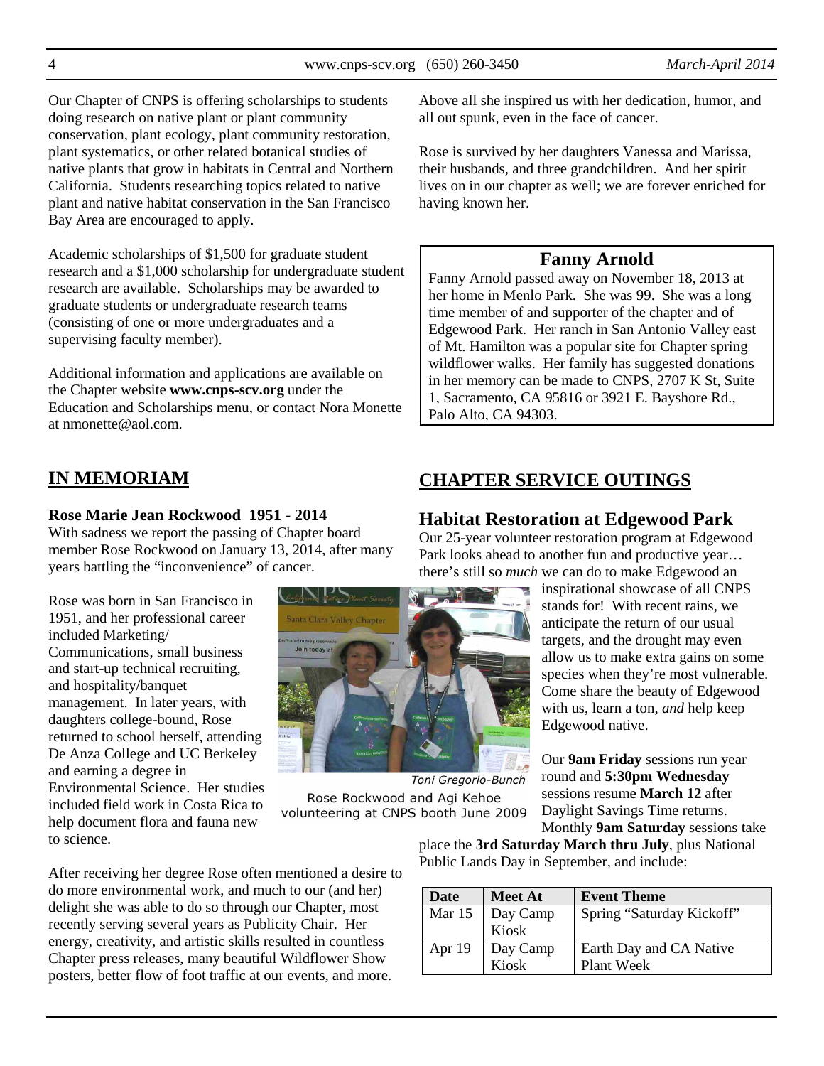Our Chapter of CNPS is offering scholarships to students doing research on native plant or plant community conservation, plant ecology, plant community restoration, plant systematics, or other related botanical studies of native plants that grow in habitats in Central and Northern California. Students researching topics related to native plant and native habitat conservation in the San Francisco Bay Area are encouraged to apply.

Academic scholarships of $1,500 for graduate student research and a $1,000 scholarship for undergraduate student research are available. Scholarships may be awarded to graduate students or undergraduate research teams (consisting of one or more undergraduates and a supervising faculty member).

Additional information and applications are available on the Chapter website **www.cnps-scv.org** under the Education and Scholarships menu, or contact Nora Monette at nmonette@aol.com.

## IN MEMORIAM

**Rose Marie Jean Rockwood 1951 - 2014**

With sadness we report the passing of Chapter board member Rose Rockwood on January 13, 2014, after many years battling the "inconvenience" of cancer.

Rose was born in San Francisco in 1951, and her professional career included Marketing/ Communications, small business and start-up technical recruiting, and hospitality/banquet management. In later years, with daughters college-bound, Rose returned to school herself, attending De Anza College and UC Berkeley and earning a degree in Environmental Science. Her studies included field work in Costa Rica to help document flora and fauna new to science.

*Toni Gregorio-Bunch*

Rose Rockwood and Agi Kehoe volunteering at CNPS booth June 2009

After receiving her degree Rose often mentioned a desire to do more environmental work, and much to our (and her) delight she was able to do so through our Chapter, most recently serving several years as Publicity Chair. Her energy, creativity, and artistic skills resulted in countless Chapter press releases, many beautiful Wildflower Show posters, better flow of foot traffic at our events, and more. Above all she inspired us with her dedication, humor, and all out spunk, even in the face of cancer.

Rose is survived by her daughters Vanessa and Marissa, their husbands, and three grandchildren. And her spirit lives on in our chapter as well; we are forever enriched for having known her.

### Fanny Arnold

Fanny Arnold passed away on November 18, 2013 at her home in Menlo Park. She was 99. She was a long time member of and supporter of the chapter and of Edgewood Park. Her ranch in San Antonio Valley east of Mt. Hamilton was a popular site for Chapter spring wildflower walks. Her family has suggested donations in her memory can be made to CNPS, 2707 K St, Suite 1, Sacramento, CA 95816 or 3921 E. Bayshore Rd., Palo Alto, CA 94303.

## CHAPTER SERVICE OUTINGS

### Habitat Restoration at Edgewood Park

Our 25-year volunteer restoration program at Edgewood Park looks ahead to another fun and productive year… there's still so *much* we can do to make Edgewood an inspirational showcase of all CNPS stands for! With recent rains, we anticipate the return of our usual targets, and the drought may even allow us to make extra gains on some species when they're most vulnerable. Come share the beauty of Edgewood with us, learn a ton, *and* help keep Edgewood native.

Our **9am Friday** sessions run year round and **5:30pm Wednesday** sessions resume **March 12** after Daylight Savings Time returns. Monthly **9am Saturday** sessions take place the **3rd Saturday March thru July**, plus National Public Lands Day in September, and include:

| Date | Meet At | Event Theme |
|---|---|---|
| Mar 15 | Day Camp Kiosk | Spring "Saturday Kickoff" |
| Apr 19 | Day Camp Kiosk | Earth Day and CA Native Plant Week |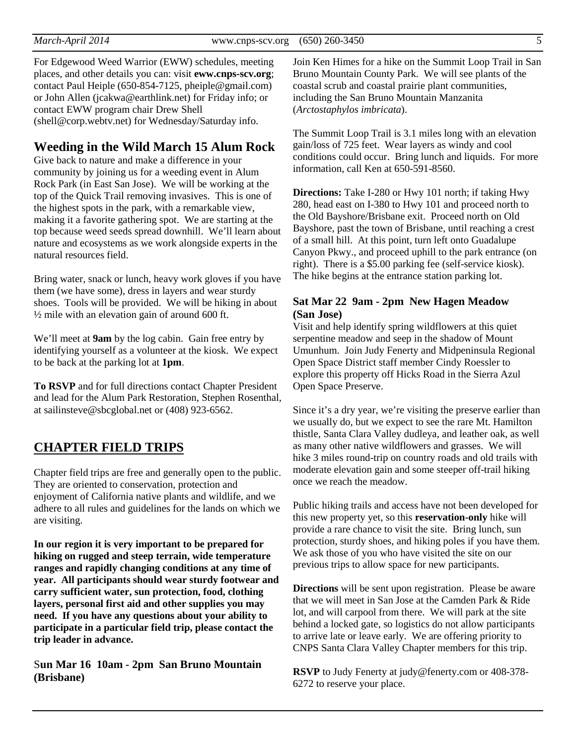For Edgewood Weed Warrior (EWW) schedules, meeting places, and other details you can: visit **eww.cnps-scv.org**; contact Paul Heiple (650-854-7125, pheiple@gmail.com) or John Allen (jcakwa@earthlink.net) for Friday info; or contact EWW program chair Drew Shell (shell@corp.webtv.net) for Wednesday/Saturday info.

## Weeding in the Wild March 15 Alum Rock

Give back to nature and make a difference in your community by joining us for a weeding event in Alum Rock Park (in East San Jose). We will be working at the top of the Quick Trail removing invasives. This is one of the highest spots in the park, with a remarkable view, making it a favorite gathering spot. We are starting at the top because weed seeds spread downhill. We'll learn about nature and ecosystems as we work alongside experts in the natural resources field.

Bring water, snack or lunch, heavy work gloves if you have them (we have some), dress in layers and wear sturdy shoes. Tools will be provided. We will be hiking in about ½ mile with an elevation gain of around 600 ft.

We'll meet at **9am** by the log cabin. Gain free entry by identifying yourself as a volunteer at the kiosk. We expect to be back at the parking lot at **1pm**.

**To RSVP** and for full directions contact Chapter President and lead for the Alum Park Restoration, Stephen Rosenthal, at sailinsteve@sbcglobal.net or (408) 923-6562.

## CHAPTER FIELD TRIPS

Chapter field trips are free and generally open to the public. They are oriented to conservation, protection and enjoyment of California native plants and wildlife, and we adhere to all rules and guidelines for the lands on which we are visiting.

**In our region it is very important to be prepared for hiking on rugged and steep terrain, wide temperature ranges and rapidly changing conditions at any time of year. All participants should wear sturdy footwear and carry sufficient water, sun protection, food, clothing layers, personal first aid and other supplies you may need. If you have any questions about your ability to participate in a particular field trip, please contact the trip leader in advance.**

### Sun Mar 16 10am - 2pm San Bruno Mountain (Brisbane)

Join Ken Himes for a hike on the Summit Loop Trail in San Bruno Mountain County Park. We will see plants of the coastal scrub and coastal prairie plant communities, including the San Bruno Mountain Manzanita (*Arctostaphylos imbricata*).

The Summit Loop Trail is 3.1 miles long with an elevation gain/loss of 725 feet. Wear layers as windy and cool conditions could occur. Bring lunch and liquids. For more information, call Ken at 650-591-8560.

**Directions:** Take I-280 or Hwy 101 north; if taking Hwy 280, head east on I-380 to Hwy 101 and proceed north to the Old Bayshore/Brisbane exit. Proceed north on Old Bayshore, past the town of Brisbane, until reaching a crest of a small hill. At this point, turn left onto Guadalupe Canyon Pkwy., and proceed uphill to the park entrance (on right). There is a $5.00 parking fee (self-service kiosk). The hike begins at the entrance station parking lot.

### Sat Mar 22 9am - 2pm New Hagen Meadow (San Jose)

Visit and help identify spring wildflowers at this quiet serpentine meadow and seep in the shadow of Mount Umunhum. Join Judy Fenerty and Midpeninsula Regional Open Space District staff member Cindy Roessler to explore this property off Hicks Road in the Sierra Azul Open Space Preserve.

Since it's a dry year, we're visiting the preserve earlier than we usually do, but we expect to see the rare Mt. Hamilton thistle, Santa Clara Valley dudleya, and leather oak, as well as many other native wildflowers and grasses. We will hike 3 miles round-trip on country roads and old trails with moderate elevation gain and some steeper off-trail hiking once we reach the meadow.

Public hiking trails and access have not been developed for this new property yet, so this **reservation-only** hike will provide a rare chance to visit the site. Bring lunch, sun protection, sturdy shoes, and hiking poles if you have them. We ask those of you who have visited the site on our previous trips to allow space for new participants.

**Directions** will be sent upon registration. Please be aware that we will meet in San Jose at the Camden Park & Ride lot, and will carpool from there. We will park at the site behind a locked gate, so logistics do not allow participants to arrive late or leave early. We are offering priority to CNPS Santa Clara Valley Chapter members for this trip.

**RSVP** to Judy Fenerty at judy@fenerty.com or 408-378-6272 to reserve your place.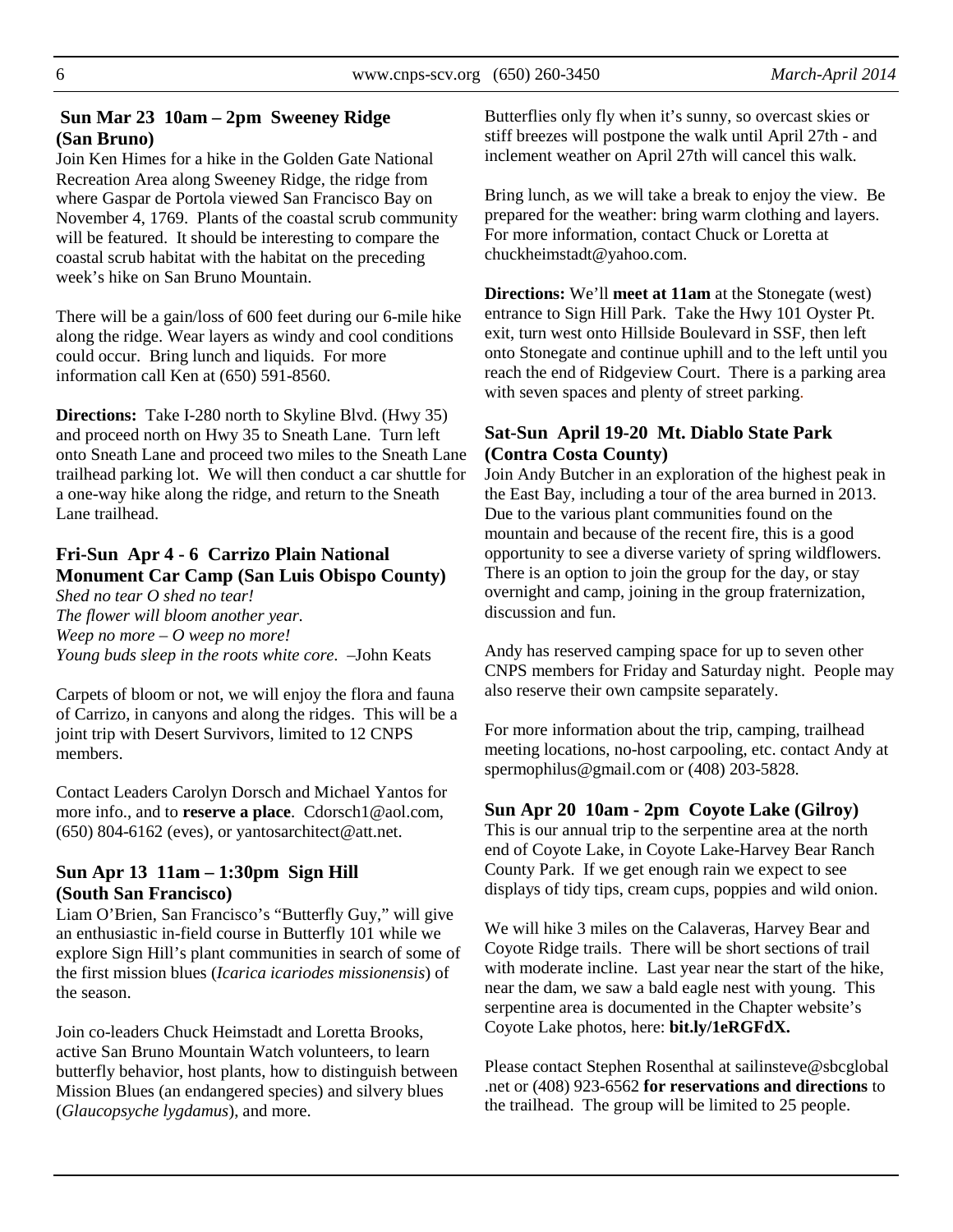### Sun Mar 23 10am – 2pm Sweeney Ridge (San Bruno)

Join Ken Himes for a hike in the Golden Gate National Recreation Area along Sweeney Ridge, the ridge from where Gaspar de Portola viewed San Francisco Bay on November 4, 1769. Plants of the coastal scrub community will be featured. It should be interesting to compare the coastal scrub habitat with the habitat on the preceding week's hike on San Bruno Mountain.

There will be a gain/loss of 600 feet during our 6-mile hike along the ridge. Wear layers as windy and cool conditions could occur. Bring lunch and liquids. For more information call Ken at (650) 591-8560.

**Directions:** Take I-280 north to Skyline Blvd. (Hwy 35) and proceed north on Hwy 35 to Sneath Lane. Turn left onto Sneath Lane and proceed two miles to the Sneath Lane trailhead parking lot. We will then conduct a car shuttle for a one-way hike along the ridge, and return to the Sneath Lane trailhead.

### Fri-Sun Apr 4 - 6 Carrizo Plain National Monument Car Camp (San Luis Obispo County)

*Shed no tear O shed no tear!*
*The flower will bloom another year.*
*Weep no more – O weep no more!*
*Young buds sleep in the roots white core.* –John Keats

Carpets of bloom or not, we will enjoy the flora and fauna of Carrizo, in canyons and along the ridges. This will be a joint trip with Desert Survivors, limited to 12 CNPS members.

Contact Leaders Carolyn Dorsch and Michael Yantos for more info., and to **reserve a place**. Cdorsch1@aol.com, (650) 804-6162 (eves), or yantosarchitect@att.net.

### Sun Apr 13 11am – 1:30pm Sign Hill (South San Francisco)

Liam O'Brien, San Francisco's "Butterfly Guy," will give an enthusiastic in-field course in Butterfly 101 while we explore Sign Hill's plant communities in search of some of the first mission blues (*Icarica icariodes missionensis*) of the season.

Join co-leaders Chuck Heimstadt and Loretta Brooks, active San Bruno Mountain Watch volunteers, to learn butterfly behavior, host plants, how to distinguish between Mission Blues (an endangered species) and silvery blues (*Glaucopsyche lygdamus*), and more.

Butterflies only fly when it's sunny, so overcast skies or stiff breezes will postpone the walk until April 27th - and inclement weather on April 27th will cancel this walk.

Bring lunch, as we will take a break to enjoy the view. Be prepared for the weather: bring warm clothing and layers. For more information, contact Chuck or Loretta at chuckheimstadt@yahoo.com.

**Directions:** We'll **meet at 11am** at the Stonegate (west) entrance to Sign Hill Park. Take the Hwy 101 Oyster Pt. exit, turn west onto Hillside Boulevard in SSF, then left onto Stonegate and continue uphill and to the left until you reach the end of Ridgeview Court. There is a parking area with seven spaces and plenty of street parking.

### Sat-Sun April 19-20 Mt. Diablo State Park (Contra Costa County)

Join Andy Butcher in an exploration of the highest peak in the East Bay, including a tour of the area burned in 2013. Due to the various plant communities found on the mountain and because of the recent fire, this is a good opportunity to see a diverse variety of spring wildflowers. There is an option to join the group for the day, or stay overnight and camp, joining in the group fraternization, discussion and fun.

Andy has reserved camping space for up to seven other CNPS members for Friday and Saturday night. People may also reserve their own campsite separately.

For more information about the trip, camping, trailhead meeting locations, no-host carpooling, etc. contact Andy at spermophilus@gmail.com or (408) 203-5828.

### Sun Apr 20 10am - 2pm Coyote Lake (Gilroy)

This is our annual trip to the serpentine area at the north end of Coyote Lake, in Coyote Lake-Harvey Bear Ranch County Park. If we get enough rain we expect to see displays of tidy tips, cream cups, poppies and wild onion.

We will hike 3 miles on the Calaveras, Harvey Bear and Coyote Ridge trails. There will be short sections of trail with moderate incline. Last year near the start of the hike, near the dam, we saw a bald eagle nest with young. This serpentine area is documented in the Chapter website's Coyote Lake photos, here: **bit.ly/1eRGFdX.**

Please contact Stephen Rosenthal at sailinsteve@sbcglobal .net or (408) 923-6562 **for reservations and directions** to the trailhead. The group will be limited to 25 people.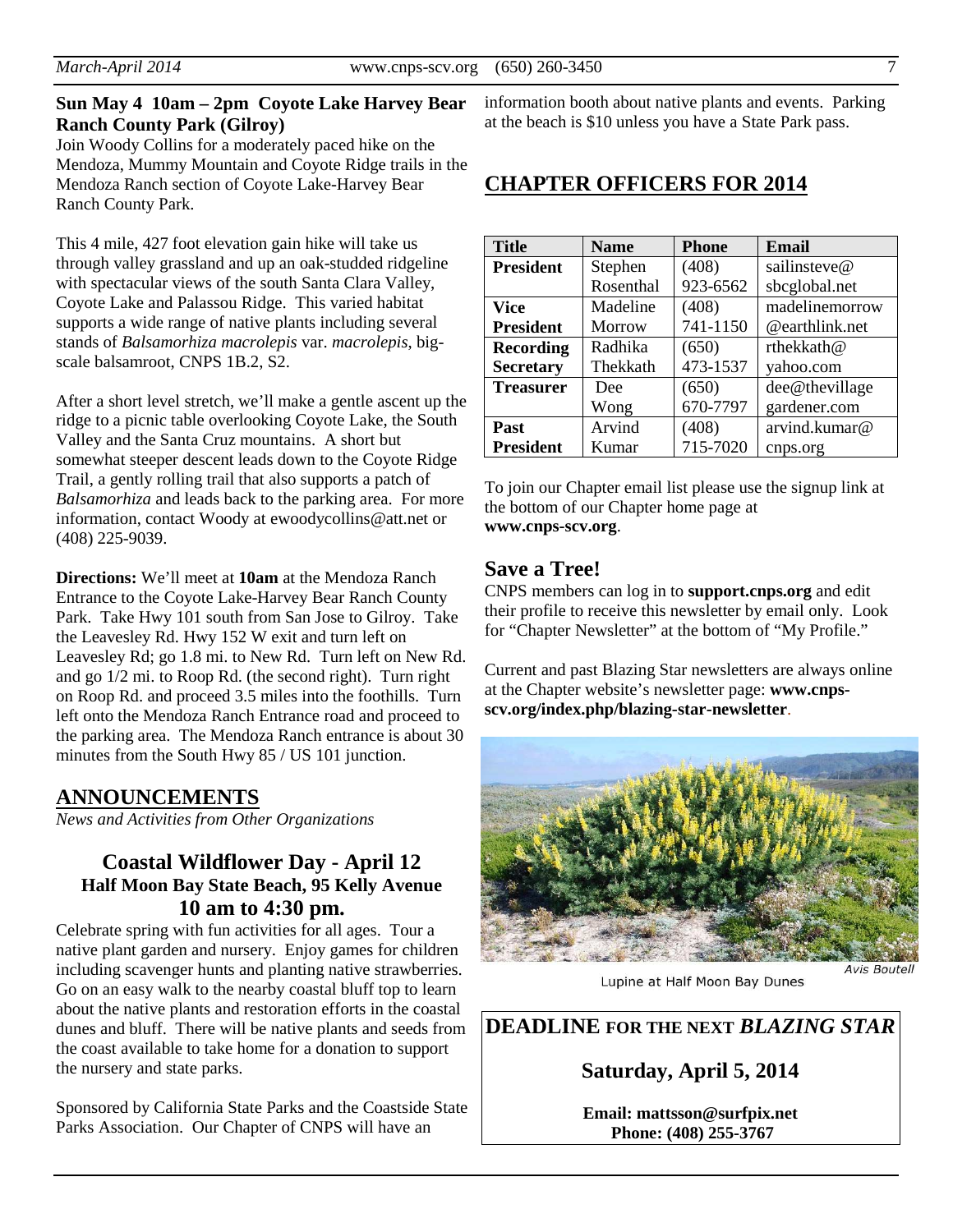**Sun May 4 10am – 2pm Coyote Lake Harvey Bear Ranch County Park (Gilroy)**

Join Woody Collins for a moderately paced hike on the Mendoza, Mummy Mountain and Coyote Ridge trails in the Mendoza Ranch section of Coyote Lake-Harvey Bear Ranch County Park.

This 4 mile, 427 foot elevation gain hike will take us through valley grassland and up an oak-studded ridgeline with spectacular views of the south Santa Clara Valley, Coyote Lake and Palassou Ridge. This varied habitat supports a wide range of native plants including several stands of *Balsamorhiza macrolepis* var. *macrolepis*, big-scale balsamroot, CNPS 1B.2, S2.

After a short level stretch, we'll make a gentle ascent up the ridge to a picnic table overlooking Coyote Lake, the South Valley and the Santa Cruz mountains. A short but somewhat steeper descent leads down to the Coyote Ridge Trail, a gently rolling trail that also supports a patch of *Balsamorhiza* and leads back to the parking area. For more information, contact Woody at ewoodycollins@att.net or (408) 225-9039.

**Directions:** We'll meet at **10am** at the Mendoza Ranch Entrance to the Coyote Lake-Harvey Bear Ranch County Park. Take Hwy 101 south from San Jose to Gilroy. Take the Leavesley Rd. Hwy 152 W exit and turn left on Leavesley Rd; go 1.8 mi. to New Rd. Turn left on New Rd. and go 1/2 mi. to Roop Rd. (the second right). Turn right on Roop Rd. and proceed 3.5 miles into the foothills. Turn left onto the Mendoza Ranch Entrance road and proceed to the parking area. The Mendoza Ranch entrance is about 30 minutes from the South Hwy 85 / US 101 junction.

## ANNOUNCEMENTS

*News and Activities from Other Organizations*

### Coastal Wildflower Day - April 12
**Half Moon Bay State Beach, 95 Kelly Avenue**
**10 am to 4:30 pm.**

Celebrate spring with fun activities for all ages. Tour a native plant garden and nursery. Enjoy games for children including scavenger hunts and planting native strawberries. Go on an easy walk to the nearby coastal bluff top to learn about the native plants and restoration efforts in the coastal dunes and bluff. There will be native plants and seeds from the coast available to take home for a donation to support the nursery and state parks.

Sponsored by California State Parks and the Coastside State Parks Association. Our Chapter of CNPS will have an information booth about native plants and events. Parking at the beach is $10 unless you have a State Park pass.

## CHAPTER OFFICERS FOR 2014

| Title | Name | Phone | Email |
|---|---|---|---|
| President | Stephen Rosenthal | (408) 923-6562 | sailinsteve@sbcglobal.net |
| Vice President | Madeline Morrow | (408) 741-1150 | madelinemorrow@earthlink.net |
| Recording Secretary | Radhika Thekkath | (650) 473-1537 | rthekkath@yahoo.com |
| Treasurer | Dee Wong | (650) 670-7797 | dee@thevillagegardener.com |
| Past President | Arvind Kumar | (408) 715-7020 | arvind.kumar@cnps.org |

To join our Chapter email list please use the signup link at the bottom of our Chapter home page at **www.cnps-scv.org**.

## Save a Tree!

CNPS members can log in to **support.cnps.org** and edit their profile to receive this newsletter by email only. Look for "Chapter Newsletter" at the bottom of "My Profile."

Current and past Blazing Star newsletters are always online at the Chapter website's newsletter page: **www.cnps-scv.org/index.php/blazing-star-newsletter**.

*Avis Boutell*

Lupine at Half Moon Bay Dunes

**DEADLINE FOR THE NEXT *BLAZING STAR***

**Saturday, April 5, 2014**

**Email: mattsson@surfpix.net**
**Phone: (408) 255-3767**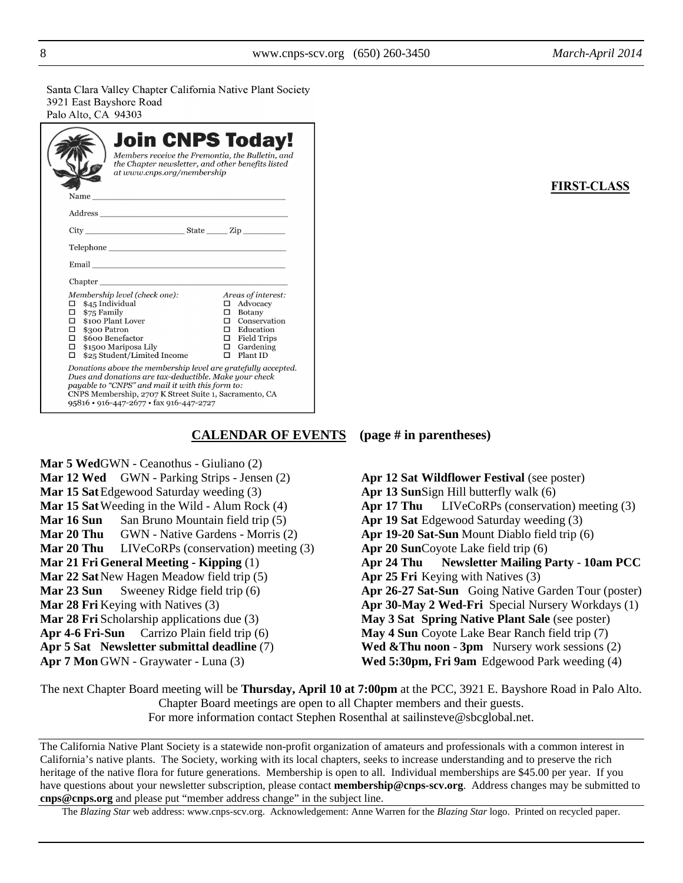Santa Clara Valley Chapter California Native Plant Society
3921 East Bayshore Road
Palo Alto, CA 94303

**FIRST-CLASS**

## Join CNPS Today!

*Members receive the Fremontia, the Bulletin, and the Chapter newsletter, and other benefits listed at www.cnps.org/membership*

Name \_\_\_\_\_\_\_\_\_\_\_\_\_\_\_\_\_\_\_\_\_\_\_\_\_\_\_\_

Address \_\_\_\_\_\_\_\_\_\_\_\_\_\_\_\_\_\_\_\_\_\_\_\_\_\_\_\_

City \_\_\_\_\_\_\_\_\_\_\_\_\_\_\_\_ State \_\_\_\_ Zip \_\_\_\_\_\_\_\_

Telephone \_\_\_\_\_\_\_\_\_\_\_\_\_\_\_\_\_\_\_\_\_\_\_\_\_\_\_\_

Email \_\_\_\_\_\_\_\_\_\_\_\_\_\_\_\_\_\_\_\_\_\_\_\_\_\_\_\_

Chapter \_\_\_\_\_\_\_\_\_\_\_\_\_\_\_\_\_\_\_\_\_\_\_\_\_\_\_\_

| *Membership level (check one):* | *Areas of interest:* |
|---|---|
| ☐ $45 Individual | ☐ Advocacy |
| ☐ $75 Family | ☐ Botany |
| ☐ $100 Plant Lover | ☐ Conservation |
| ☐ $300 Patron | ☐ Education |
| ☐ $600 Benefactor | ☐ Field Trips |
| ☐ $1500 Mariposa Lily | ☐ Gardening |
| ☐ $25 Student/Limited Income | ☐ Plant ID |

*Donations above the membership level are gratefully accepted. Dues and donations are tax-deductible. Make your check payable to "CNPS" and mail it with this form to:*
CNPS Membership, 2707 K Street Suite 1, Sacramento, CA 95816 • 916-447-2677 • fax 916-447-2727

## CALENDAR OF EVENTS (page # in parentheses)

**Mar 5 Wed** GWN - Ceanothus - Giuliano (2)
**Mar 12 Wed** GWN - Parking Strips - Jensen (2)
**Mar 15 Sat** Edgewood Saturday weeding (3)
**Mar 15 Sat** Weeding in the Wild - Alum Rock (4)
**Mar 16 Sun** San Bruno Mountain field trip (5)
**Mar 20 Thu** GWN - Native Gardens - Morris (2)
**Mar 20 Thu** LIVeCoRPs (conservation) meeting (3)
**Mar 21 Fri General Meeting - Kipping** (1)
**Mar 22 Sat** New Hagen Meadow field trip (5)
**Mar 23 Sun** Sweeney Ridge field trip (6)
**Mar 28 Fri** Keying with Natives (3)
**Mar 28 Fri** Scholarship applications due (3)
**Apr 4-6 Fri-Sun** Carrizo Plain field trip (6)
**Apr 5 Sat Newsletter submittal deadline** (7)
**Apr 7 Mon** GWN - Graywater - Luna (3)
**Apr 12 Sat Wildflower Festival** (see poster)
**Apr 13 Sun** Sign Hill butterfly walk (6)
**Apr 17 Thu** LIVeCoRPs (conservation) meeting (3)
**Apr 19 Sat** Edgewood Saturday weeding (3)
**Apr 19-20 Sat-Sun** Mount Diablo field trip (6)
**Apr 20 Sun** Coyote Lake field trip (6)
**Apr 24 Thu Newsletter Mailing Party - 10am PCC**
**Apr 25 Fri** Keying with Natives (3)
**Apr 26-27 Sat-Sun** Going Native Garden Tour (poster)
**Apr 30-May 2 Wed-Fri** Special Nursery Workdays (1)
**May 3 Sat Spring Native Plant Sale** (see poster)
**May 4 Sun** Coyote Lake Bear Ranch field trip (7)
**Wed &Thu noon - 3pm** Nursery work sessions (2)
**Wed 5:30pm, Fri 9am** Edgewood Park weeding (4)

The next Chapter Board meeting will be **Thursday, April 10 at 7:00pm** at the PCC, 3921 E. Bayshore Road in Palo Alto. Chapter Board meetings are open to all Chapter members and their guests. For more information contact Stephen Rosenthal at sailinsteve@sbcglobal.net.

The California Native Plant Society is a statewide non-profit organization of amateurs and professionals with a common interest in California's native plants. The Society, working with its local chapters, seeks to increase understanding and to preserve the rich heritage of the native flora for future generations. Membership is open to all. Individual memberships are $45.00 per year. If you have questions about your newsletter subscription, please contact **membership@cnps-scv.org**. Address changes may be submitted to **cnps@cnps.org** and please put "member address change" in the subject line.

The *Blazing Star* web address: www.cnps-scv.org. Acknowledgement: Anne Warren for the *Blazing Star* logo. Printed on recycled paper.